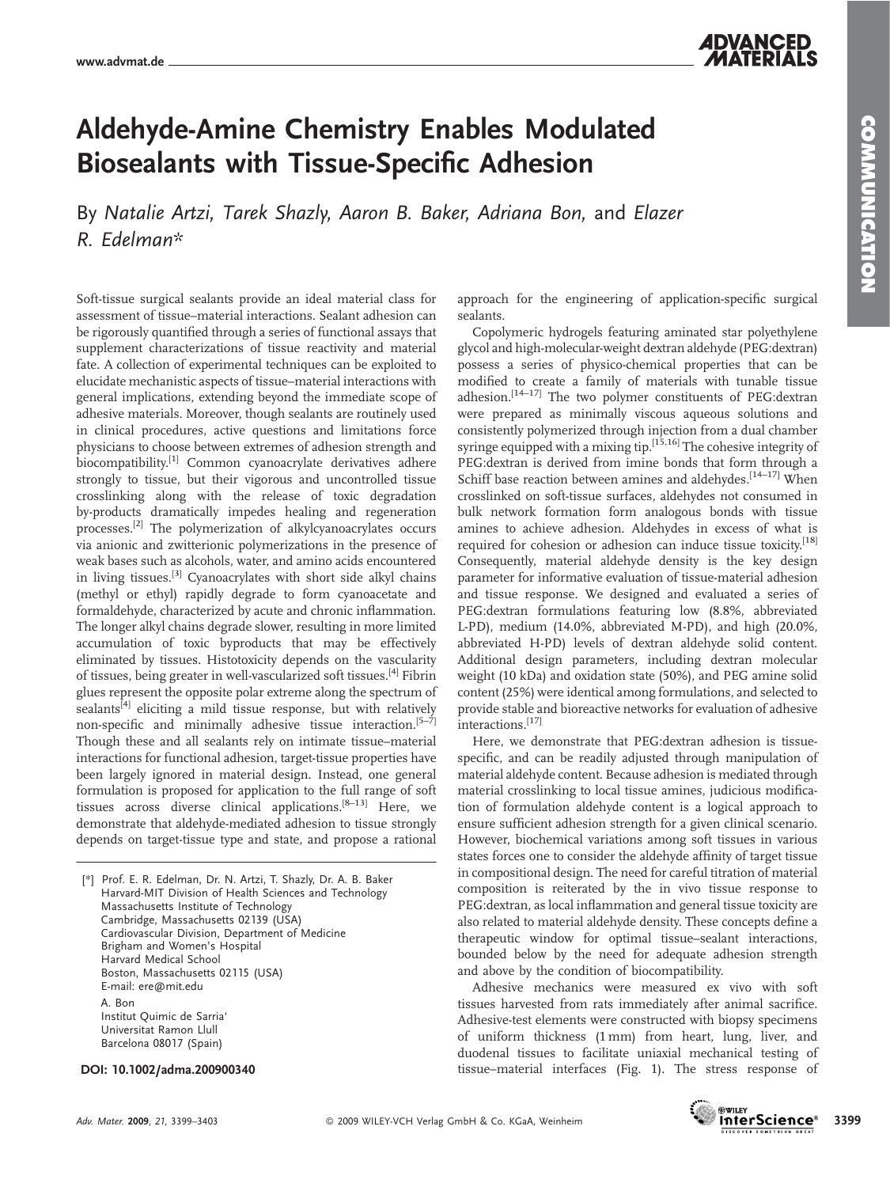# Aldehyde-Amine Chemistry Enables Modulated Biosealants with Tissue-Specific Adhesion

By *Natalie Artzi, Tarek Shazly, Aaron B. Baker, Adriana Bon,* and *Elazer R. Edelman*\*

Soft-tissue surgical sealants provide an ideal material class for assessment of tissue–material interactions. Sealant adhesion can be rigorously quantified through a series of functional assays that supplement characterizations of tissue reactivity and material fate. A collection of experimental techniques can be exploited to elucidate mechanistic aspects of tissue–material interactions with general implications, extending beyond the immediate scope of adhesive materials. Moreover, though sealants are routinely used in clinical procedures, active questions and limitations force physicians to choose between extremes of adhesion strength and biocompatibility.[1] Common cyanoacrylate derivatives adhere strongly to tissue, but their vigorous and uncontrolled tissue crosslinking along with the release of toxic degradation by-products dramatically impedes healing and regeneration processes.[2] The polymerization of alkylcyanoacrylates occurs via anionic and zwitterionic polymerizations in the presence of weak bases such as alcohols, water, and amino acids encountered in living tissues.[3] Cyanoacrylates with short side alkyl chains (methyl or ethyl) rapidly degrade to form cyanoacetate and formaldehyde, characterized by acute and chronic inflammation. The longer alkyl chains degrade slower, resulting in more limited accumulation of toxic byproducts that may be effectively eliminated by tissues. Histotoxicity depends on the vascularity of tissues, being greater in well-vascularized soft tissues.[4] Fibrin glues represent the opposite polar extreme along the spectrum of sealants[4] eliciting a mild tissue response, but with relatively non-specific and minimally adhesive tissue interaction.[5–7] Though these and all sealants rely on intimate tissue–material interactions for functional adhesion, target-tissue properties have been largely ignored in material design. Instead, one general formulation is proposed for application to the full range of soft tissues across diverse clinical applications.[8–13] Here, we demonstrate that aldehyde-mediated adhesion to tissue strongly depends on target-tissue type and state, and propose a rational approach for the engineering of application-specific surgical sealants.

Copolymeric hydrogels featuring aminated star polyethylene glycol and high-molecular-weight dextran aldehyde (PEG:dextran) possess a series of physico-chemical properties that can be modified to create a family of materials with tunable tissue adhesion.[14–17] The two polymer constituents of PEG:dextran were prepared as minimally viscous aqueous solutions and consistently polymerized through injection from a dual chamber syringe equipped with a mixing tip.[15,16] The cohesive integrity of PEG:dextran is derived from imine bonds that form through a Schiff base reaction between amines and aldehydes.[14–17] When crosslinked on soft-tissue surfaces, aldehydes not consumed in bulk network formation form analogous bonds with tissue amines to achieve adhesion. Aldehydes in excess of what is required for cohesion or adhesion can induce tissue toxicity.[18] Consequently, material aldehyde density is the key design parameter for informative evaluation of tissue-material adhesion and tissue response. We designed and evaluated a series of PEG:dextran formulations featuring low (8.8%, abbreviated L-PD), medium (14.0%, abbreviated M-PD), and high (20.0%, abbreviated H-PD) levels of dextran aldehyde solid content. Additional design parameters, including dextran molecular weight (10 kDa) and oxidation state (50%), and PEG amine solid content (25%) were identical among formulations, and selected to provide stable and bioreactive networks for evaluation of adhesive interactions.[17]

Here, we demonstrate that PEG:dextran adhesion is tissue-specific, and can be readily adjusted through manipulation of material aldehyde content. Because adhesion is mediated through material crosslinking to local tissue amines, judicious modification of formulation aldehyde content is a logical approach to ensure sufficient adhesion strength for a given clinical scenario. However, biochemical variations among soft tissues in various states forces one to consider the aldehyde affinity of target tissue in compositional design. The need for careful titration of material composition is reiterated by the in vivo tissue response to PEG:dextran, as local inflammation and general tissue toxicity are also related to material aldehyde density. These concepts define a therapeutic window for optimal tissue–sealant interactions, bounded below by the need for adequate adhesion strength and above by the condition of biocompatibility.

Adhesive mechanics were measured ex vivo with soft tissues harvested from rats immediately after animal sacrifice. Adhesive-test elements were constructed with biopsy specimens of uniform thickness (1 mm) from heart, lung, liver, and duodenal tissues to facilitate uniaxial mechanical testing of tissue–material interfaces (Fig. 1). The stress response of

---

[\*] Prof. E. R. Edelman, Dr. N. Artzi, T. Shazly, Dr. A. B. Baker
Harvard-MIT Division of Health Sciences and Technology
Massachusetts Institute of Technology
Cambridge, Massachusetts 02139 (USA)
Cardiovascular Division, Department of Medicine
Brigham and Women's Hospital
Harvard Medical School
Boston, Massachusetts 02115 (USA)
E-mail: ere@mit.edu

A. Bon
Institut Quimic de Sarria'
Universitat Ramon Llull
Barcelona 08017 (Spain)

DOI: 10.1002/adma.200900340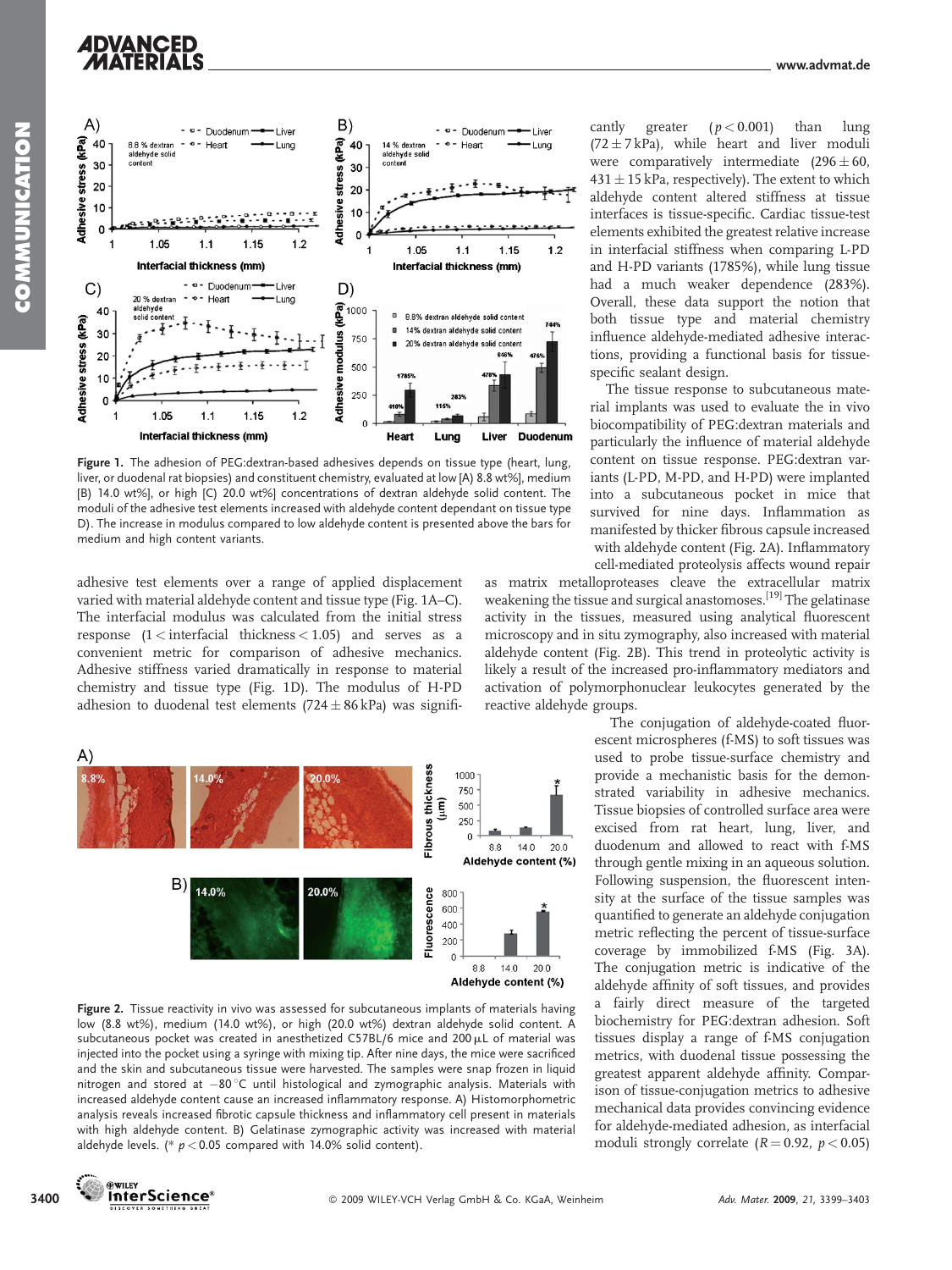Figure 1. The adhesion of PEG:dextran-based adhesives depends on tissue type (heart, lung, liver, or duodenal rat biopsies) and constituent chemistry, evaluated at low [A) 8.8 wt%], medium [B) 14.0 wt%], or high [C) 20.0 wt%] concentrations of dextran aldehyde solid content. The moduli of the adhesive test elements increased with aldehyde content dependant on tissue type D). The increase in modulus compared to low aldehyde content is presented above the bars for medium and high content variants.

adhesive test elements over a range of applied displacement varied with material aldehyde content and tissue type (Fig. 1A–C). The interfacial modulus was calculated from the initial stress response ($1 <$ interfacial thickness $< 1.05$) and serves as a convenient metric for comparison of adhesive mechanics. Adhesive stiffness varied dramatically in response to material chemistry and tissue type (Fig. 1D). The modulus of H-PD adhesion to duodenal test elements ($724 \pm 86$ kPa) was significantly greater ($p < 0.001$) than lung ($72 \pm 7$ kPa), while heart and liver moduli were comparatively intermediate ($296 \pm 60$, $431 \pm 15$ kPa, respectively). The extent to which aldehyde content altered stiffness at tissue interfaces is tissue-specific. Cardiac tissue-test elements exhibited the greatest relative increase in interfacial stiffness when comparing L-PD and H-PD variants (1785%), while lung tissue had a much weaker dependence (283%). Overall, these data support the notion that both tissue type and material chemistry influence aldehyde-mediated adhesive interactions, providing a functional basis for tissue-specific sealant design.

The tissue response to subcutaneous material implants was used to evaluate the in vivo biocompatibility of PEG:dextran materials and particularly the influence of material aldehyde content on tissue response. PEG:dextran variants (L-PD, M-PD, and H-PD) were implanted into a subcutaneous pocket in mice that survived for nine days. Inflammation as manifested by thicker fibrous capsule increased with aldehyde content (Fig. 2A). Inflammatory cell-mediated proteolysis affects wound repair as matrix metalloproteases cleave the extracellular matrix weakening the tissue and surgical anastomoses.[19] The gelatinase activity in the tissues, measured using analytical fluorescent microscopy and in situ zymography, also increased with material aldehyde content (Fig. 2B). This trend in proteolytic activity is likely a result of the increased pro-inflammatory mediators and activation of polymorphonuclear leukocytes generated by the reactive aldehyde groups.

Figure 2. Tissue reactivity in vivo was assessed for subcutaneous implants of materials having low (8.8 wt%), medium (14.0 wt%), or high (20.0 wt%) dextran aldehyde solid content. A subcutaneous pocket was created in anesthetized C57BL/6 mice and 200 μL of material was injected into the pocket using a syringe with mixing tip. After nine days, the mice were sacrificed and the skin and subcutaneous tissue were harvested. The samples were snap frozen in liquid nitrogen and stored at −80 °C until histological and zymographic analysis. Materials with increased aldehyde content cause an increased inflammatory response. A) Histomorphometric analysis reveals increased fibrotic capsule thickness and inflammatory cell present in materials with high aldehyde content. B) Gelatinase zymographic activity was increased with material aldehyde levels. (* $p < 0.05$ compared with 14.0% solid content).

The conjugation of aldehyde-coated fluorescent microspheres (f-MS) to soft tissues was used to probe tissue-surface chemistry and provide a mechanistic basis for the demonstrated variability in adhesive mechanics. Tissue biopsies of controlled surface area were excised from rat heart, lung, liver, and duodenum and allowed to react with f-MS through gentle mixing in an aqueous solution. Following suspension, the fluorescent intensity at the surface of the tissue samples was quantified to generate an aldehyde conjugation metric reflecting the percent of tissue-surface coverage by immobilized f-MS (Fig. 3A). The conjugation metric is indicative of the aldehyde affinity of soft tissues, and provides a fairly direct measure of the targeted biochemistry for PEG:dextran adhesion. Soft tissues display a range of f-MS conjugation metrics, with duodenal tissue possessing the greatest apparent aldehyde affinity. Comparison of tissue-conjugation metrics to adhesive mechanical data provides convincing evidence for aldehyde-mediated adhesion, as interfacial moduli strongly correlate ($R = 0.92$, $p < 0.05$)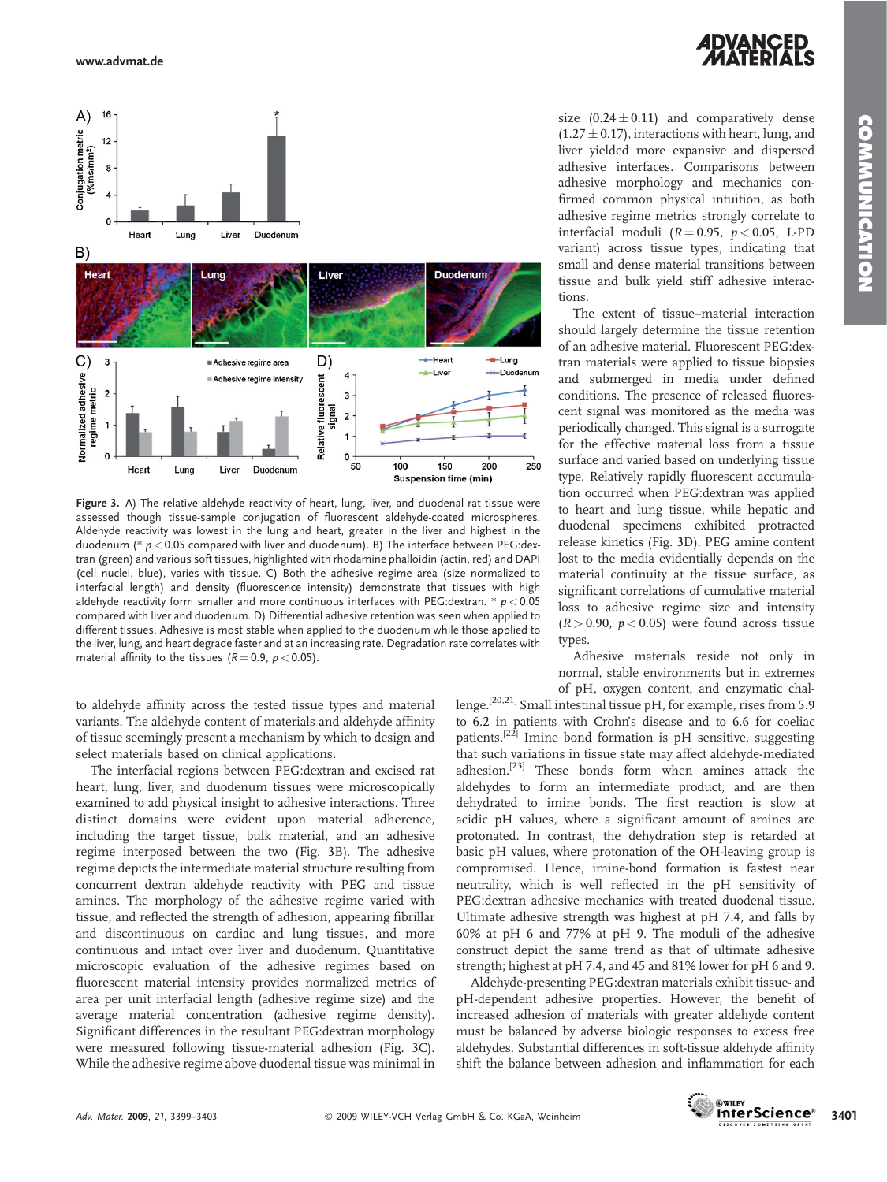**Figure 3.** A) The relative aldehyde reactivity of heart, lung, liver, and duodenal rat tissue were assessed though tissue-sample conjugation of fluorescent aldehyde-coated microspheres. Aldehyde reactivity was lowest in the lung and heart, greater in the liver and highest in the duodenum (* $p < 0.05$ compared with liver and duodenum). B) The interface between PEG:dextran (green) and various soft tissues, highlighted with rhodamine phalloidin (actin, red) and DAPI (cell nuclei, blue), varies with tissue. C) Both the adhesive regime area (size normalized to interfacial length) and density (fluorescence intensity) demonstrate that tissues with high aldehyde reactivity form smaller and more continuous interfaces with PEG:dextran. * $p < 0.05$ compared with liver and duodenum. D) Differential adhesive retention was seen when applied to different tissues. Adhesive is most stable when applied to the duodenum while those applied to the liver, lung, and heart degrade faster and at an increasing rate. Degradation rate correlates with material affinity to the tissues ($R = 0.9$, $p < 0.05$).

to aldehyde affinity across the tested tissue types and material variants. The aldehyde content of materials and aldehyde affinity of tissue seemingly present a mechanism by which to design and select materials based on clinical applications.

The interfacial regions between PEG:dextran and excised rat heart, lung, liver, and duodenum tissues were microscopically examined to add physical insight to adhesive interactions. Three distinct domains were evident upon material adherence, including the target tissue, bulk material, and an adhesive regime interposed between the two (Fig. 3B). The adhesive regime depicts the intermediate material structure resulting from concurrent dextran aldehyde reactivity with PEG and tissue amines. The morphology of the adhesive regime varied with tissue, and reflected the strength of adhesion, appearing fibrillar and discontinuous on cardiac and lung tissues, and more continuous and intact over liver and duodenum. Quantitative microscopic evaluation of the adhesive regimes based on fluorescent material intensity provides normalized metrics of area per unit interfacial length (adhesive regime size) and the average material concentration (adhesive regime density). Significant differences in the resultant PEG:dextran morphology were measured following tissue-material adhesion (Fig. 3C). While the adhesive regime above duodenal tissue was minimal in size ($0.24 \pm 0.11$) and comparatively dense ($1.27 \pm 0.17$), interactions with heart, lung, and liver yielded more expansive and dispersed adhesive interfaces. Comparisons between adhesive morphology and mechanics confirmed common physical intuition, as both adhesive regime metrics strongly correlate to interfacial moduli ($R = 0.95$, $p < 0.05$, L-PD variant) across tissue types, indicating that small and dense material transitions between tissue and bulk yield stiff adhesive interactions.

The extent of tissue–material interaction should largely determine the tissue retention of an adhesive material. Fluorescent PEG:dextran materials were applied to tissue biopsies and submerged in media under defined conditions. The presence of released fluorescent signal was monitored as the media was periodically changed. This signal is a surrogate for the effective material loss from a tissue surface and varied based on underlying tissue type. Relatively rapidly fluorescent accumulation occurred when PEG:dextran was applied to heart and lung tissue, while hepatic and duodenal specimens exhibited protracted release kinetics (Fig. 3D). PEG amine content lost to the media evidentially depends on the material continuity at the tissue surface, as significant correlations of cumulative material loss to adhesive regime size and intensity ($R > 0.90$, $p < 0.05$) were found across tissue types.

Adhesive materials reside not only in normal, stable environments but in extremes of pH, oxygen content, and enzymatic challenge.[20,21] Small intestinal tissue pH, for example, rises from 5.9 to 6.2 in patients with Crohn's disease and to 6.6 for coeliac patients.[22] Imine bond formation is pH sensitive, suggesting that such variations in tissue state may affect aldehyde-mediated adhesion.[23] These bonds form when amines attack the aldehydes to form an intermediate product, and are then dehydrated to imine bonds. The first reaction is slow at acidic pH values, where a significant amount of amines are protonated. In contrast, the dehydration step is retarded at basic pH values, where protonation of the OH-leaving group is compromised. Hence, imine-bond formation is fastest near neutrality, which is well reflected in the pH sensitivity of PEG:dextran adhesive mechanics with treated duodenal tissue. Ultimate adhesive strength was highest at pH 7.4, and falls by 60% at pH 6 and 77% at pH 9. The moduli of the adhesive construct depict the same trend as that of ultimate adhesive strength; highest at pH 7.4, and 45 and 81% lower for pH 6 and 9.

Aldehyde-presenting PEG:dextran materials exhibit tissue- and pH-dependent adhesive properties. However, the benefit of increased adhesion of materials with greater aldehyde content must be balanced by adverse biologic responses to excess free aldehydes. Substantial differences in soft-tissue aldehyde affinity shift the balance between adhesion and inflammation for each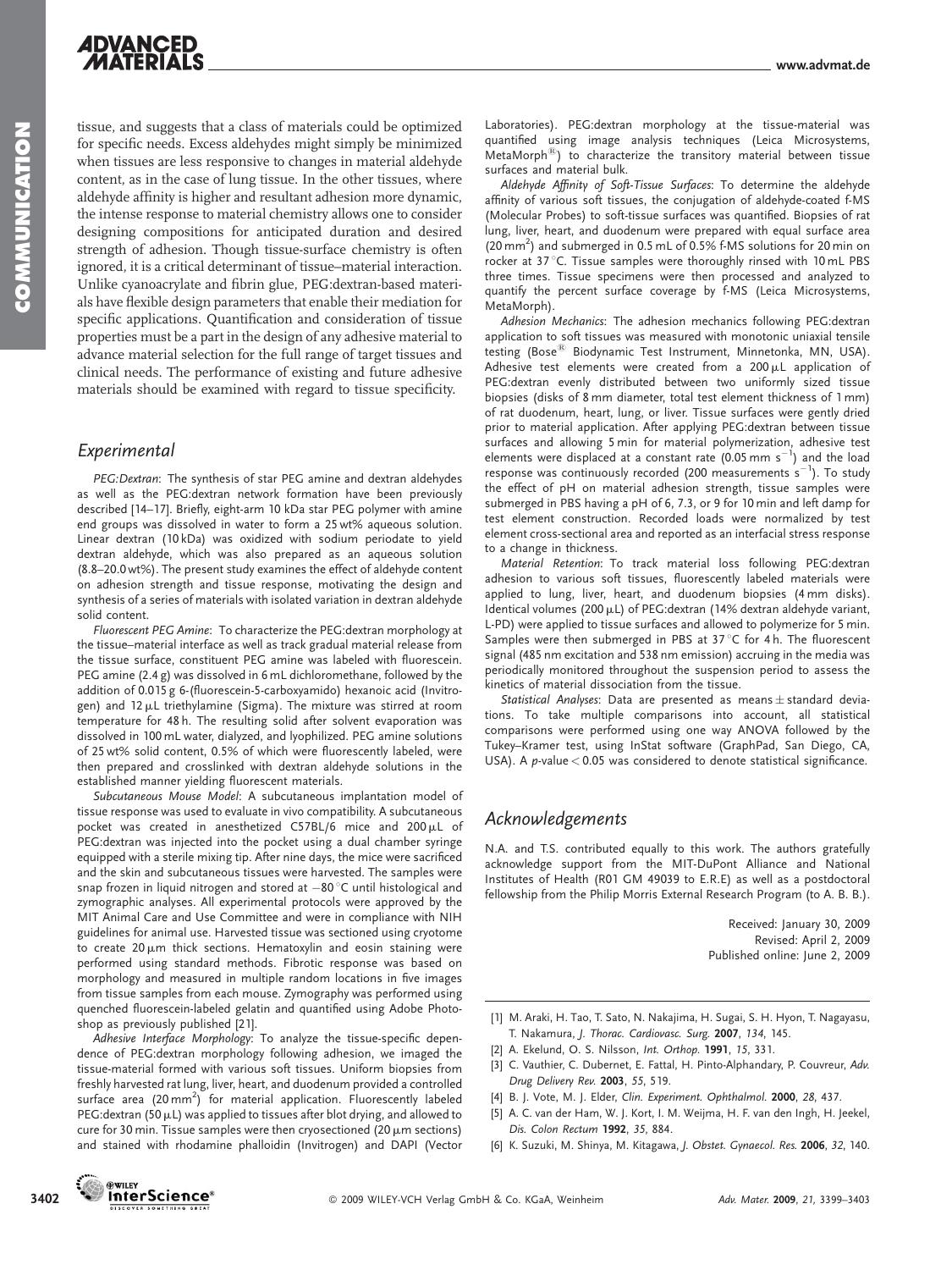tissue, and suggests that a class of materials could be optimized for specific needs. Excess aldehydes might simply be minimized when tissues are less responsive to changes in material aldehyde content, as in the case of lung tissue. In the other tissues, where aldehyde affinity is higher and resultant adhesion more dynamic, the intense response to material chemistry allows one to consider designing compositions for anticipated duration and desired strength of adhesion. Though tissue-surface chemistry is often ignored, it is a critical determinant of tissue–material interaction. Unlike cyanoacrylate and fibrin glue, PEG:dextran-based materials have flexible design parameters that enable their mediation for specific applications. Quantification and consideration of tissue properties must be a part in the design of any adhesive material to advance material selection for the full range of target tissues and clinical needs. The performance of existing and future adhesive materials should be examined with regard to tissue specificity.

## Experimental

*PEG:Dextran*: The synthesis of star PEG amine and dextran aldehydes as well as the PEG:dextran network formation have been previously described [14–17]. Briefly, eight-arm 10 kDa star PEG polymer with amine end groups was dissolved in water to form a 25 wt% aqueous solution. Linear dextran (10 kDa) was oxidized with sodium periodate to yield dextran aldehyde, which was also prepared as an aqueous solution (8.8–20.0 wt%). The present study examines the effect of aldehyde content on adhesion strength and tissue response, motivating the design and synthesis of a series of materials with isolated variation in dextran aldehyde solid content.

*Fluorescent PEG Amine*: To characterize the PEG:dextran morphology at the tissue–material interface as well as track gradual material release from the tissue surface, constituent PEG amine was labeled with fluorescein. PEG amine (2.4 g) was dissolved in 6 mL dichloromethane, followed by the addition of 0.015 g 6-(fluorescein-5-carboxyamido) hexanoic acid (Invitrogen) and 12 μL triethylamine (Sigma). The mixture was stirred at room temperature for 48 h. The resulting solid after solvent evaporation was dissolved in 100 mL water, dialyzed, and lyophilized. PEG amine solutions of 25 wt% solid content, 0.5% of which were fluorescently labeled, were then prepared and crosslinked with dextran aldehyde solutions in the established manner yielding fluorescent materials.

*Subcutaneous Mouse Model*: A subcutaneous implantation model of tissue response was used to evaluate in vivo compatibility. A subcutaneous pocket was created in anesthetized C57BL/6 mice and 200 μL of PEG:dextran was injected into the pocket using a dual chamber syringe equipped with a sterile mixing tip. After nine days, the mice were sacrificed and the skin and subcutaneous tissues were harvested. The samples were snap frozen in liquid nitrogen and stored at −80 °C until histological and zymographic analyses. All experimental protocols were approved by the MIT Animal Care and Use Committee and were in compliance with NIH guidelines for animal use. Harvested tissue was sectioned using cryotome to create 20 μm thick sections. Hematoxylin and eosin staining were performed using standard methods. Fibrotic response was based on morphology and measured in multiple random locations in five images from tissue samples from each mouse. Zymography was performed using quenched fluorescein-labeled gelatin and quantified using Adobe Photoshop as previously published [21].

*Adhesive Interface Morphology*: To analyze the tissue-specific dependence of PEG:dextran morphology following adhesion, we imaged the tissue-material formed with various soft tissues. Uniform biopsies from freshly harvested rat lung, liver, heart, and duodenum provided a controlled surface area (20 mm$^2$) for material application. Fluorescently labeled PEG:dextran (50 μL) was applied to tissues after blot drying, and allowed to cure for 30 min. Tissue samples were then cryosectioned (20 μm sections) and stained with rhodamine phalloidin (Invitrogen) and DAPI (Vector Laboratories). PEG:dextran morphology at the tissue-material was quantified using image analysis techniques (Leica Microsystems, MetaMorph®) to characterize the transitory material between tissue surfaces and material bulk.

*Aldehyde Affinity of Soft-Tissue Surfaces*: To determine the aldehyde affinity of various soft tissues, the conjugation of aldehyde-coated f-MS (Molecular Probes) to soft-tissue surfaces was quantified. Biopsies of rat lung, liver, heart, and duodenum were prepared with equal surface area (20 mm$^2$) and submerged in 0.5 mL of 0.5% f-MS solutions for 20 min on rocker at 37 °C. Tissue samples were thoroughly rinsed with 10 mL PBS three times. Tissue specimens were then processed and analyzed to quantify the percent surface coverage by f-MS (Leica Microsystems, MetaMorph).

*Adhesion Mechanics*: The adhesion mechanics following PEG:dextran application to soft tissues was measured with monotonic uniaxial tensile testing (Bose® Biodynamic Test Instrument, Minnetonka, MN, USA). Adhesive test elements were created from a 200 μL application of PEG:dextran evenly distributed between two uniformly sized tissue biopsies (disks of 8 mm diameter, total test element thickness of 1 mm) of rat duodenum, heart, lung, or liver. Tissue surfaces were gently dried prior to material application. After applying PEG:dextran between tissue surfaces and allowing 5 min for material polymerization, adhesive test elements were displaced at a constant rate (0.05 mm s$^{-1}$) and the load response was continuously recorded (200 measurements s$^{-1}$). To study the effect of pH on material adhesion strength, tissue samples were submerged in PBS having a pH of 6, 7.3, or 9 for 10 min and left damp for test element construction. Recorded loads were normalized by test element cross-sectional area and reported as an interfacial stress response to a change in thickness.

*Material Retention*: To track material loss following PEG:dextran adhesion to various soft tissues, fluorescently labeled materials were applied to lung, liver, heart, and duodenum biopsies (4 mm disks). Identical volumes (200 μL) of PEG:dextran (14% dextran aldehyde variant, L-PD) were applied to tissue surfaces and allowed to polymerize for 5 min. Samples were then submerged in PBS at 37 °C for 4 h. The fluorescent signal (485 nm excitation and 538 nm emission) accruing in the media was periodically monitored throughout the suspension period to assess the kinetics of material dissociation from the tissue.

*Statistical Analyses*: Data are presented as means ± standard deviations. To take multiple comparisons into account, all statistical comparisons were performed using one way ANOVA followed by the Tukey–Kramer test, using InStat software (GraphPad, San Diego, CA, USA). A $p$-value $< 0.05$ was considered to denote statistical significance.

## Acknowledgements

N.A. and T.S. contributed equally to this work. The authors gratefully acknowledge support from the MIT-DuPont Alliance and National Institutes of Health (R01 GM 49039 to E.R.E) as well as a postdoctoral fellowship from the Philip Morris External Research Program (to A. B. B.).

Received: January 30, 2009
Revised: April 2, 2009
Published online: June 2, 2009

[1] M. Araki, H. Tao, T. Sato, N. Nakajima, H. Sugai, S. H. Hyon, T. Nagayasu, T. Nakamura, *J. Thorac. Cardiovasc. Surg.* **2007**, *134*, 145.

[2] A. Ekelund, O. S. Nilsson, *Int. Orthop.* **1991**, *15*, 331.

[3] C. Vauthier, C. Dubernet, E. Fattal, H. Pinto-Alphandary, P. Couvreur, *Adv. Drug Delivery Rev.* **2003**, *55*, 519.

[4] B. J. Vote, M. J. Elder, *Clin. Experiment. Ophthalmol.* **2000**, *28*, 437.

[5] A. C. van der Ham, W. J. Kort, I. M. Weijma, H. F. van den Ingh, H. Jeekel, *Dis. Colon Rectum* **1992**, *35*, 884.

[6] K. Suzuki, M. Shinya, M. Kitagawa, *J. Obstet. Gynaecol. Res.* **2006**, *32*, 140.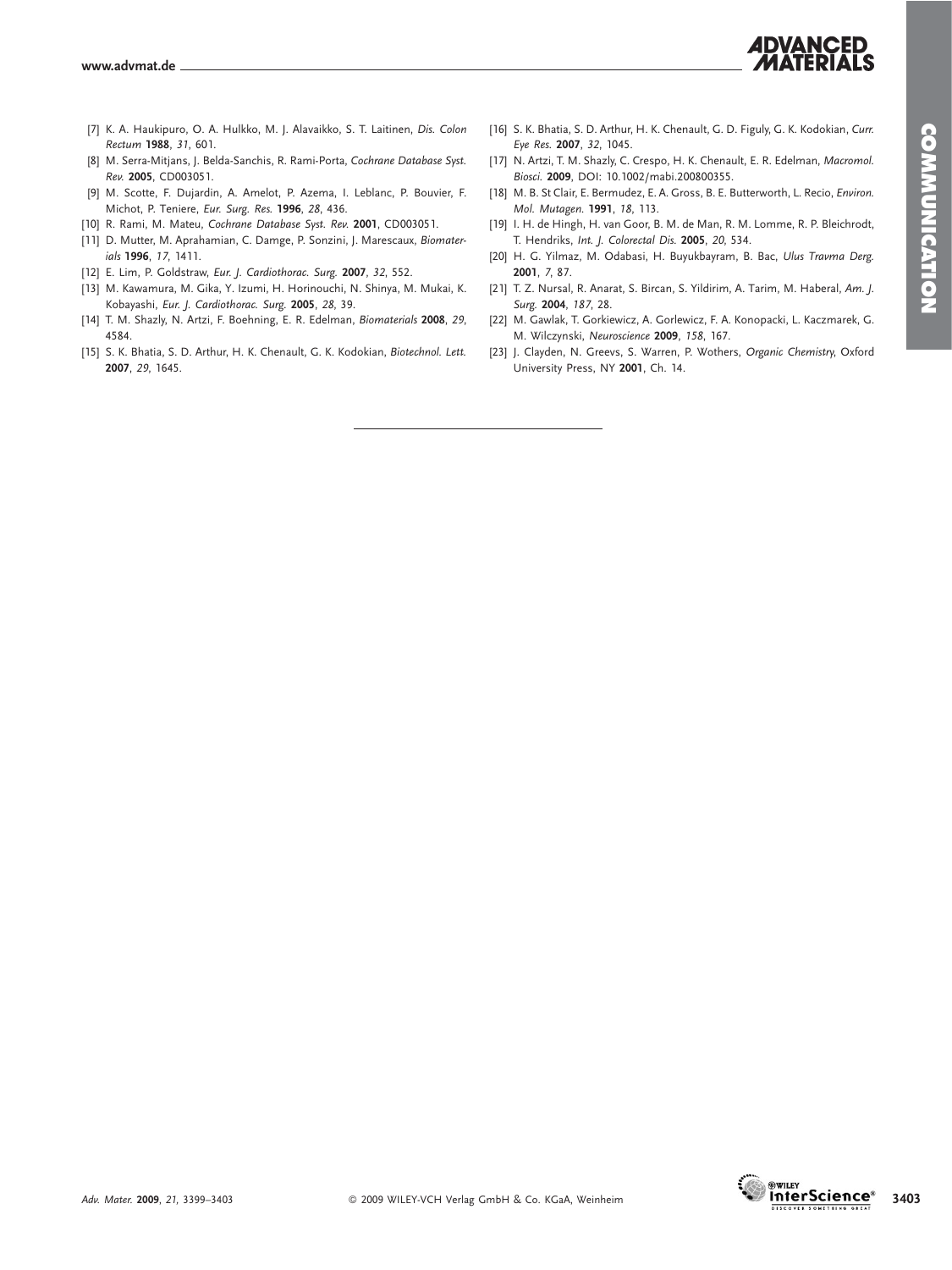[7] K. A. Haukipuro, O. A. Hulkko, M. J. Alavaikko, S. T. Laitinen, *Dis. Colon Rectum* **1988**, *31*, 601.

[8] M. Serra-Mitjans, J. Belda-Sanchis, R. Rami-Porta, *Cochrane Database Syst. Rev.* **2005**, CD003051.

[9] M. Scotte, F. Dujardin, A. Amelot, P. Azema, I. Leblanc, P. Bouvier, F. Michot, P. Teniere, *Eur. Surg. Res.* **1996**, *28*, 436.

[10] R. Rami, M. Mateu, *Cochrane Database Syst. Rev.* **2001**, CD003051.

[11] D. Mutter, M. Aprahamian, C. Damge, P. Sonzini, J. Marescaux, *Biomaterials* **1996**, *17*, 1411.

[12] E. Lim, P. Goldstraw, *Eur. J. Cardiothorac. Surg.* **2007**, *32*, 552.

[13] M. Kawamura, M. Gika, Y. Izumi, H. Horinouchi, N. Shinya, M. Mukai, K. Kobayashi, *Eur. J. Cardiothorac. Surg.* **2005**, *28*, 39.

[14] T. M. Shazly, N. Artzi, F. Boehning, E. R. Edelman, *Biomaterials* **2008**, *29*, 4584.

[15] S. K. Bhatia, S. D. Arthur, H. K. Chenault, G. K. Kodokian, *Biotechnol. Lett.* **2007**, *29*, 1645.

[16] S. K. Bhatia, S. D. Arthur, H. K. Chenault, G. D. Figuly, G. K. Kodokian, *Curr. Eye Res.* **2007**, *32*, 1045.

[17] N. Artzi, T. M. Shazly, C. Crespo, H. K. Chenault, E. R. Edelman, *Macromol. Biosci.* **2009**, DOI: 10.1002/mabi.200800355.

[18] M. B. St Clair, E. Bermudez, E. A. Gross, B. E. Butterworth, L. Recio, *Environ. Mol. Mutagen.* **1991**, *18*, 113.

[19] I. H. de Hingh, H. van Goor, B. M. de Man, R. M. Lomme, R. P. Bleichrodt, T. Hendriks, *Int. J. Colorectal Dis.* **2005**, *20*, 534.

[20] H. G. Yilmaz, M. Odabasi, H. Buyukbayram, B. Bac, *Ulus Travma Derg.* **2001**, *7*, 87.

[21] T. Z. Nursal, R. Anarat, S. Bircan, S. Yildirim, A. Tarim, M. Haberal, *Am. J. Surg.* **2004**, *187*, 28.

[22] M. Gawlak, T. Gorkiewicz, A. Gorlewicz, F. A. Konopacki, L. Kaczmarek, G. M. Wilczynski, *Neuroscience* **2009**, *158*, 167.

[23] J. Clayden, N. Greevs, S. Warren, P. Wothers, *Organic Chemistry*, Oxford University Press, NY **2001**, Ch. 14.